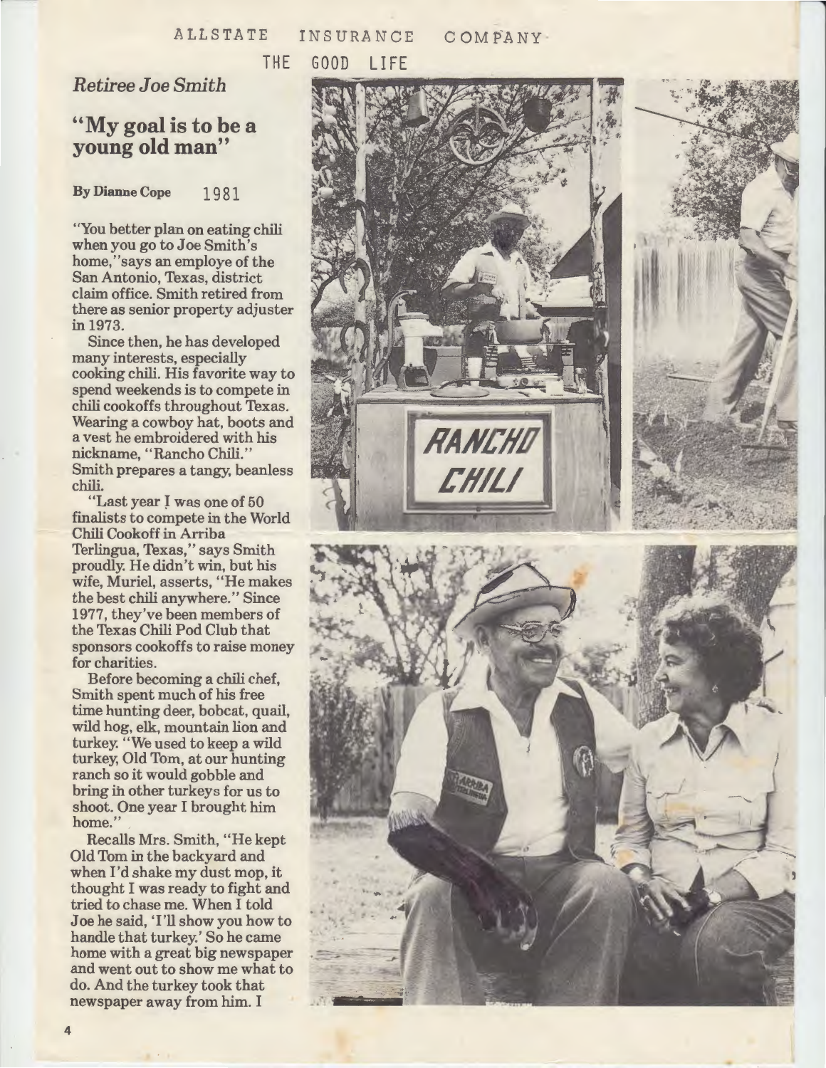ALLSTATE INSURANCE COMPANY

THE GOOD LIFE

*Retiree Joe Smith*

## "My goal is to be a young old man"

**By Dianne Cope** 1981

"You better plan on eating chili when you go to Joe Smith's home," says an employe of the San Antonio, Texas, district claim office. Smith retired from there as senior property adjuster in 1973.

Since then, he has developed many interests, especially cooking chili. His favorite way to spend weekends is to compete in chili cookoffs throughout Texas. Wearing a cowboy hat, boots and a vest he embroidered with his nickname, "Rancho Chili." Smith prepares a tangy, beanless chili.

"Last year I was one of 50 finalists to compete in the World Chili Cookoff in Arriba Terlingua, Texas," says Smith proudly. He didn't win, but his wife, Muriel, asserts, "He makes the best chili anywhere." Since 1977, they've been members of the Texas Chili Pod Club that sponsors cookoffs to raise money for charities.

Before becoming a chili chef, Smith spent much of his free time hunting deer, bobcat, quail, wild hog, elk, mountain lion and turkey. "We used to keep a wild turkey, Old Tom, at our hunting ranch so it would gobble and bring in other turkeys for us to shoot. One year I brought him home."

Recalls Mrs. Smith, "He kept Old Tom in the backyard and when I'd shake my dust mop, it thought I was ready to fight and tried to chase me. When I told Joe he said, 'I'll show you how to handle that turkey.' So he came home with a great big newspaper and went out to show me what to do. And the turkey took that newspaper away from him. I

RANCHO CHILI